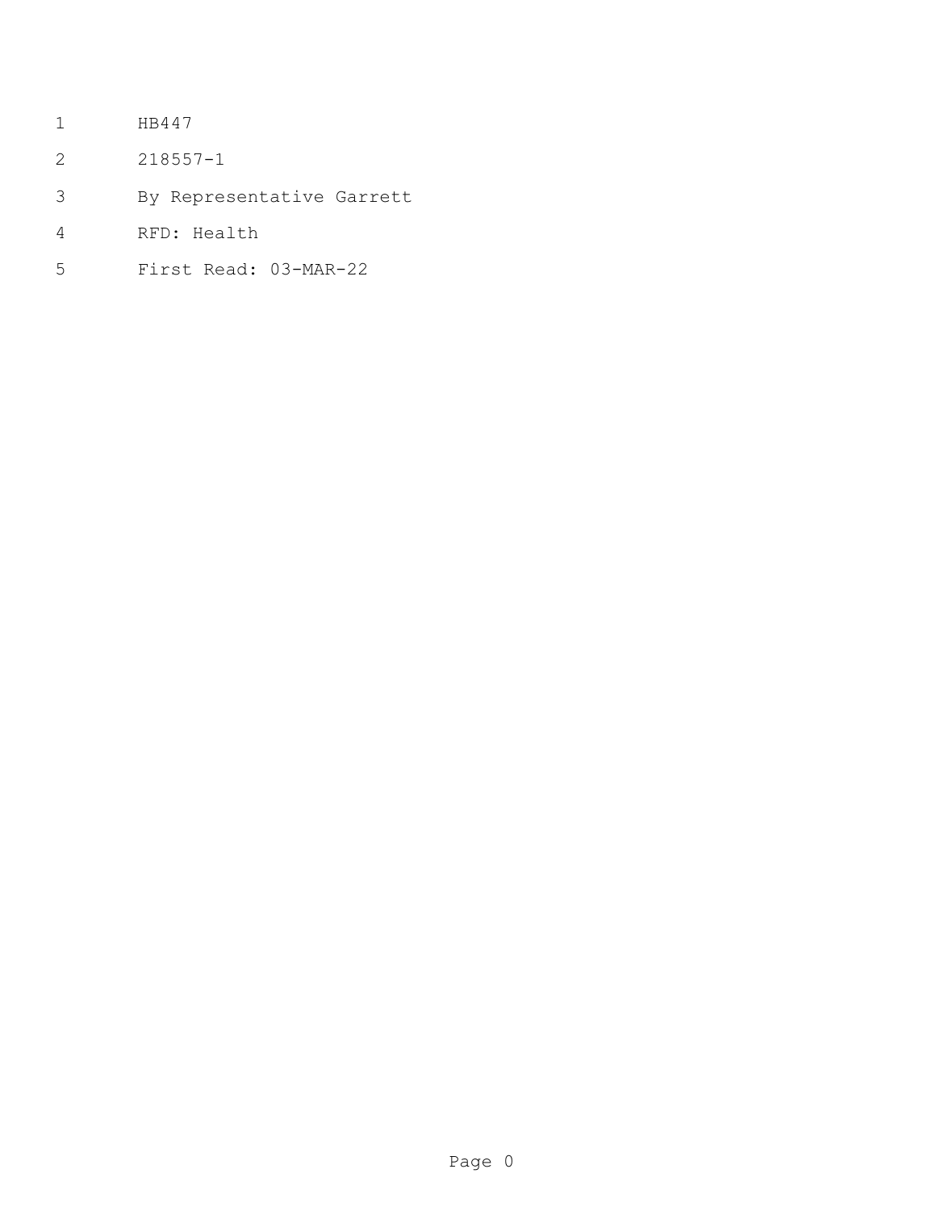HB447

218557-1

By Representative Garrett

RFD: Health

First Read: 03-MAR-22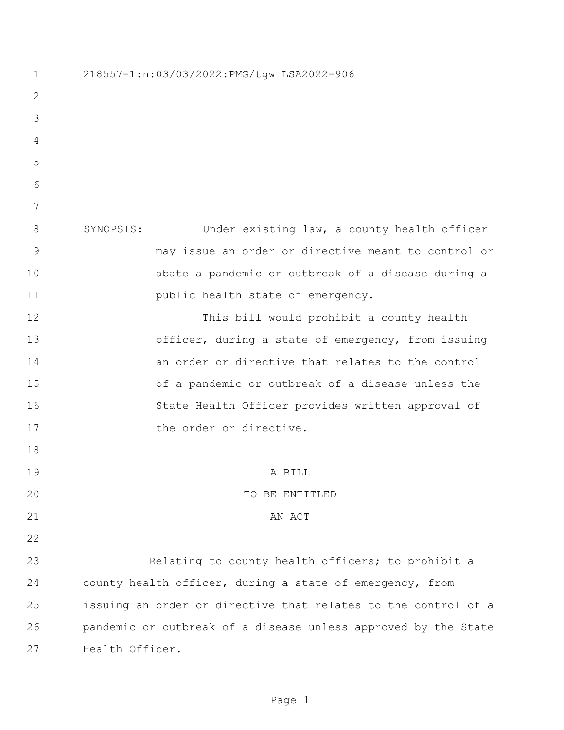218557-1:n:03/03/2022:PMG/tgw LSA2022-906

SYNOPSIS: Under existing law, a county health officer may issue an order or directive meant to control or abate a pandemic or outbreak of a disease during a public health state of emergency.

This bill would prohibit a county health officer, during a state of emergency, from issuing an order or directive that relates to the control of a pandemic or outbreak of a disease unless the State Health Officer provides written approval of the order or directive.

A BILL

TO BE ENTITLED

AN ACT

Relating to county health officers; to prohibit a county health officer, during a state of emergency, from issuing an order or directive that relates to the control of a pandemic or outbreak of a disease unless approved by the State Health Officer.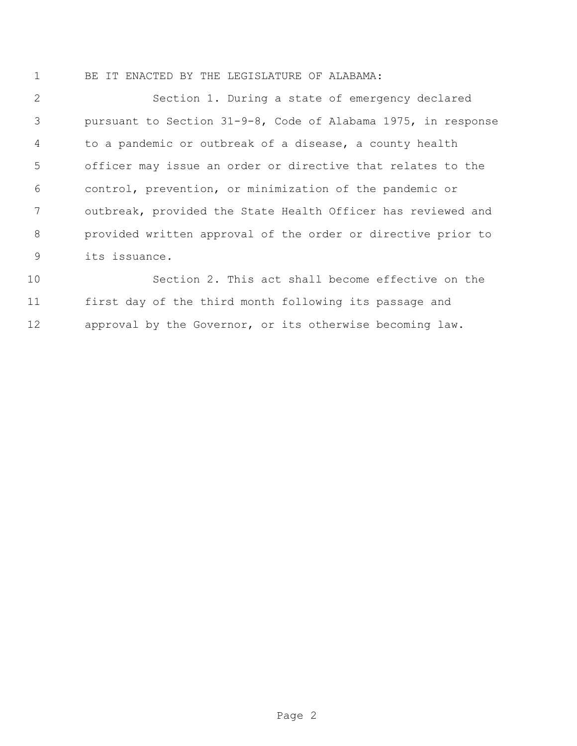BE IT ENACTED BY THE LEGISLATURE OF ALABAMA:

Section 1. During a state of emergency declared pursuant to Section 31-9-8, Code of Alabama 1975, in response to a pandemic or outbreak of a disease, a county health officer may issue an order or directive that relates to the control, prevention, or minimization of the pandemic or outbreak, provided the State Health Officer has reviewed and provided written approval of the order or directive prior to its issuance.

Section 2. This act shall become effective on the first day of the third month following its passage and approval by the Governor, or its otherwise becoming law.